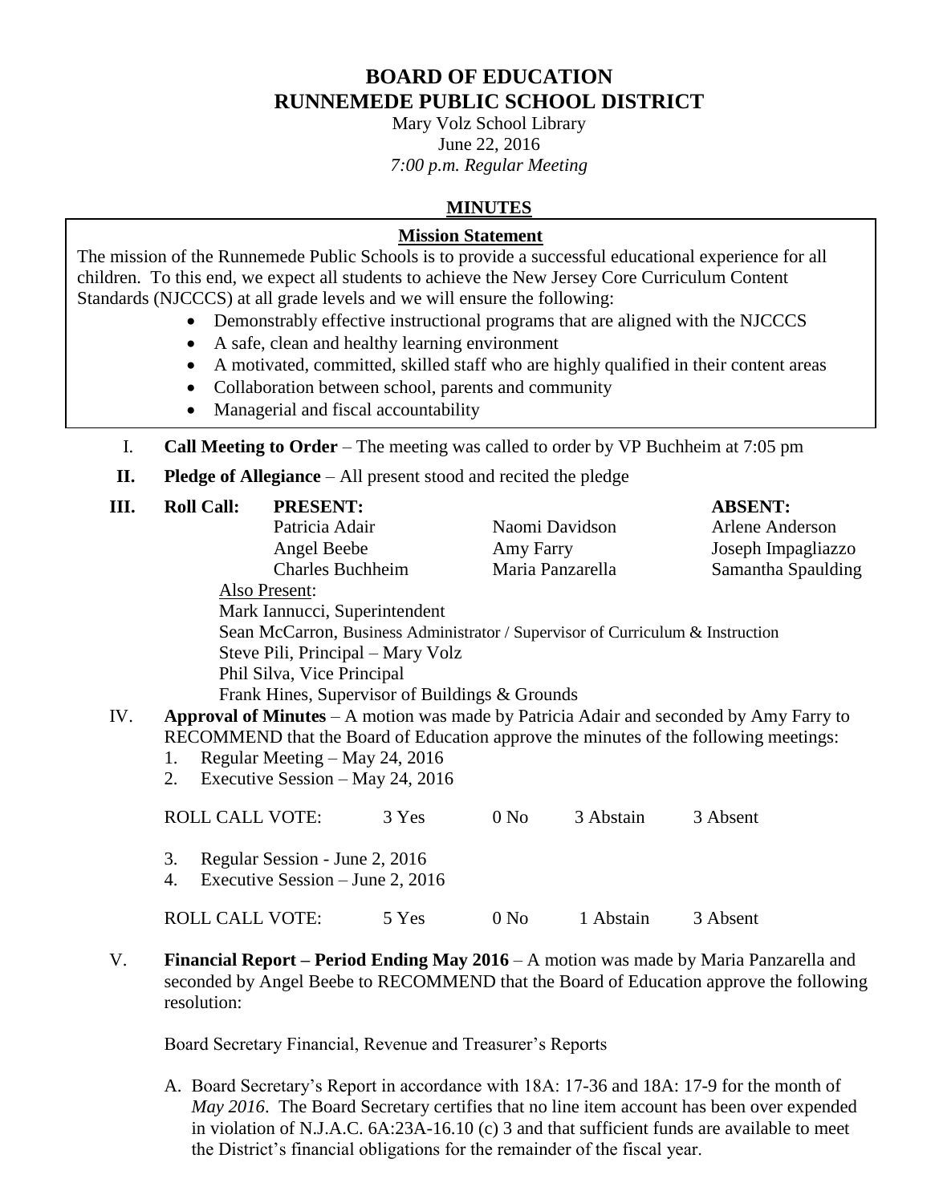# BOARD OF EDUCATION
# RUNNEMEDE PUBLIC SCHOOL DISTRICT

Mary Volz School Library
June 22, 2016
*7:00 p.m. Regular Meeting*

## MINUTES

### Mission Statement

The mission of the Runnemede Public Schools is to provide a successful educational experience for all children. To this end, we expect all students to achieve the New Jersey Core Curriculum Content Standards (NJCCCS) at all grade levels and we will ensure the following:

- Demonstrably effective instructional programs that are aligned with the NJCCCS
- A safe, clean and healthy learning environment
- A motivated, committed, skilled staff who are highly qualified in their content areas
- Collaboration between school, parents and community
- Managerial and fiscal accountability

I. **Call Meeting to Order** – The meeting was called to order by VP Buchheim at 7:05 pm

**II. Pledge of Allegiance** – All present stood and recited the pledge

**III. Roll Call:**

| **PRESENT:** | | **ABSENT:** |
|---|---|---|
| Patricia Adair | Naomi Davidson | Arlene Anderson |
| Angel Beebe | Amy Farry | Joseph Impagliazzo |
| Charles Buchheim | Maria Panzarella | Samantha Spaulding |

Also Present:
Mark Iannucci, Superintendent
Sean McCarron, Business Administrator / Supervisor of Curriculum & Instruction
Steve Pili, Principal – Mary Volz
Phil Silva, Vice Principal
Frank Hines, Supervisor of Buildings & Grounds

IV. **Approval of Minutes** – A motion was made by Patricia Adair and seconded by Amy Farry to RECOMMEND that the Board of Education approve the minutes of the following meetings:

1. Regular Meeting – May 24, 2016
2. Executive Session – May 24, 2016

ROLL CALL VOTE: 3 Yes 0 No 3 Abstain 3 Absent

3. Regular Session - June 2, 2016
4. Executive Session – June 2, 2016

ROLL CALL VOTE: 5 Yes 0 No 1 Abstain 3 Absent

V. **Financial Report – Period Ending May 2016** – A motion was made by Maria Panzarella and seconded by Angel Beebe to RECOMMEND that the Board of Education approve the following resolution:

Board Secretary Financial, Revenue and Treasurer's Reports

A. Board Secretary's Report in accordance with 18A: 17-36 and 18A: 17-9 for the month of *May 2016*. The Board Secretary certifies that no line item account has been over expended in violation of N.J.A.C. 6A:23A-16.10 (c) 3 and that sufficient funds are available to meet the District's financial obligations for the remainder of the fiscal year.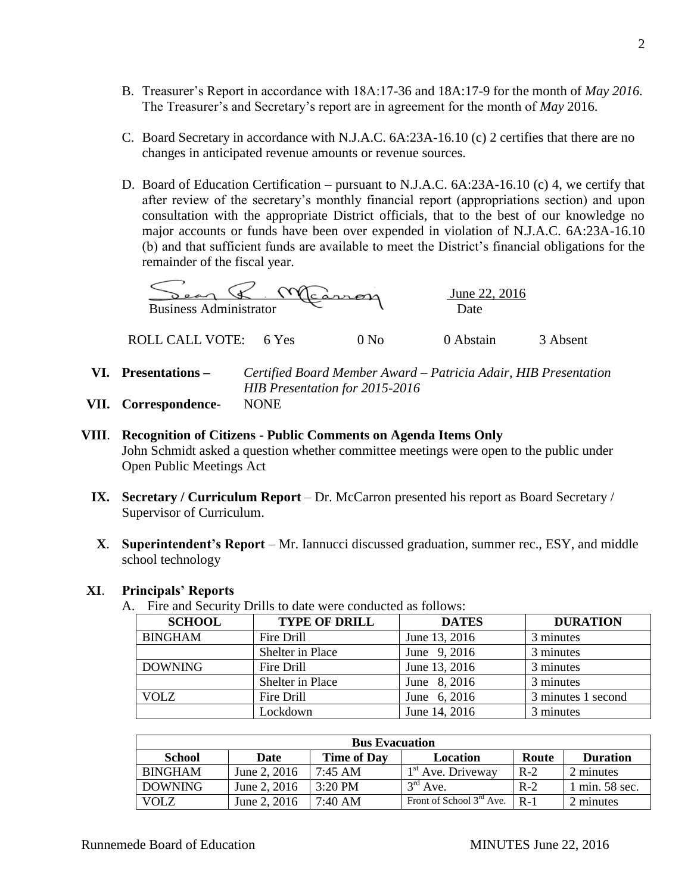B. Treasurer's Report in accordance with 18A:17-36 and 18A:17-9 for the month of *May 2016*. The Treasurer's and Secretary's report are in agreement for the month of *May* 2016.

C. Board Secretary in accordance with N.J.A.C. 6A:23A-16.10 (c) 2 certifies that there are no changes in anticipated revenue amounts or revenue sources.

D. Board of Education Certification – pursuant to N.J.A.C. 6A:23A-16.10 (c) 4, we certify that after review of the secretary's monthly financial report (appropriations section) and upon consultation with the appropriate District officials, that to the best of our knowledge no major accounts or funds have been over expended in violation of N.J.A.C. 6A:23A-16.10 (b) and that sufficient funds are available to meet the District's financial obligations for the remainder of the fiscal year.

Sean R. McCarron
Business Administrator

June 22, 2016
Date

ROLL CALL VOTE: 6 Yes 0 No 0 Abstain 3 Absent

**VI. Presentations –** *Certified Board Member Award – Patricia Adair, HIB Presentation HIB Presentation for 2015-2016*

**VII. Correspondence-** NONE

**VIII. Recognition of Citizens - Public Comments on Agenda Items Only**

John Schmidt asked a question whether committee meetings were open to the public under Open Public Meetings Act

**IX. Secretary / Curriculum Report** – Dr. McCarron presented his report as Board Secretary / Supervisor of Curriculum.

**X. Superintendent's Report** – Mr. Iannucci discussed graduation, summer rec., ESY, and middle school technology

**XI. Principals' Reports**

A. Fire and Security Drills to date were conducted as follows:

| SCHOOL | TYPE OF DRILL | DATES | DURATION |
|---|---|---|---|
| BINGHAM | Fire Drill | June 13, 2016 | 3 minutes |
| | Shelter in Place | June 9, 2016 | 3 minutes |
| DOWNING | Fire Drill | June 13, 2016 | 3 minutes |
| | Shelter in Place | June 8, 2016 | 3 minutes |
| VOLZ | Fire Drill | June 6, 2016 | 3 minutes 1 second |
| | Lockdown | June 14, 2016 | 3 minutes |

| Bus Evacuation | | | | | |
|---|---|---|---|---|---|
| **School** | **Date** | **Time of Day** | **Location** | **Route** | **Duration** |
| BINGHAM | June 2, 2016 | 7:45 AM | 1st Ave. Driveway | R-2 | 2 minutes |
| DOWNING | June 2, 2016 | 3:20 PM | 3rd Ave. | R-2 | 1 min. 58 sec. |
| VOLZ | June 2, 2016 | 7:40 AM | Front of School 3rd Ave. | R-1 | 2 minutes |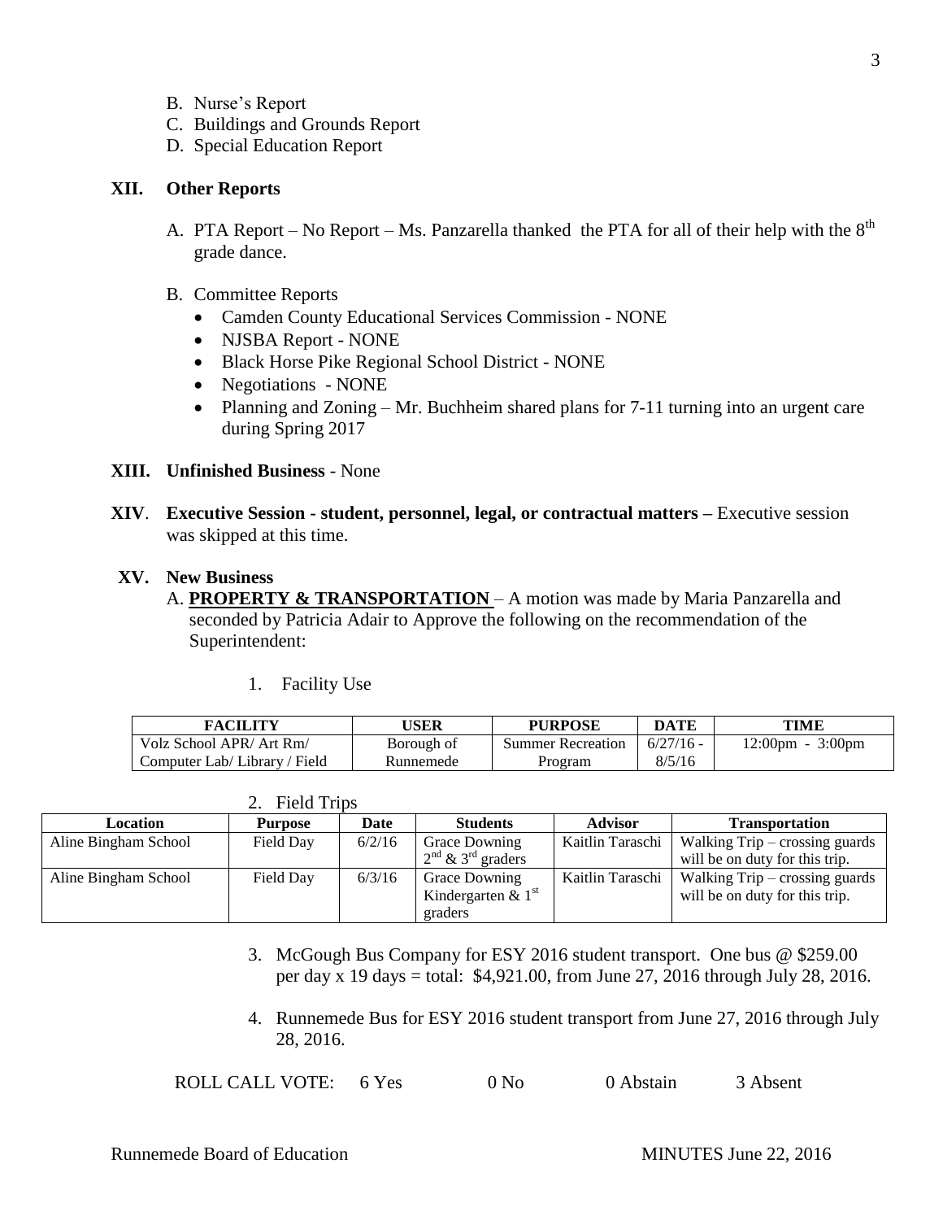B. Nurse's Report
C. Buildings and Grounds Report
D. Special Education Report

## XII. Other Reports

A. PTA Report – No Report – Ms. Panzarella thanked the PTA for all of their help with the 8th grade dance.

B. Committee Reports
- Camden County Educational Services Commission - NONE
- NJSBA Report - NONE
- Black Horse Pike Regional School District - NONE
- Negotiations - NONE
- Planning and Zoning – Mr. Buchheim shared plans for 7-11 turning into an urgent care during Spring 2017

## XIII. Unfinished Business - None

## XIV. Executive Session - student, personnel, legal, or contractual matters – Executive session was skipped at this time.

## XV. New Business

A. **PROPERTY & TRANSPORTATION** – A motion was made by Maria Panzarella and seconded by Patricia Adair to Approve the following on the recommendation of the Superintendent:

1. Facility Use

| FACILITY | USER | PURPOSE | DATE | TIME |
|---|---|---|---|---|
| Volz School APR/ Art Rm/ Computer Lab/ Library / Field | Borough of Runnemede | Summer Recreation Program | 6/27/16 - 8/5/16 | 12:00pm - 3:00pm |

2. Field Trips

| Location | Purpose | Date | Students | Advisor | Transportation |
|---|---|---|---|---|---|
| Aline Bingham School | Field Day | 6/2/16 | Grace Downing 2nd & 3rd graders | Kaitlin Taraschi | Walking Trip – crossing guards will be on duty for this trip. |
| Aline Bingham School | Field Day | 6/3/16 | Grace Downing Kindergarten & 1st graders | Kaitlin Taraschi | Walking Trip – crossing guards will be on duty for this trip. |

3. McGough Bus Company for ESY 2016 student transport. One bus @ $259.00 per day x 19 days = total: $4,921.00, from June 27, 2016 through July 28, 2016.

4. Runnemede Bus for ESY 2016 student transport from June 27, 2016 through July 28, 2016.

ROLL CALL VOTE: 6 Yes 0 No 0 Abstain 3 Absent

Runnemede Board of Education MINUTES June 22, 2016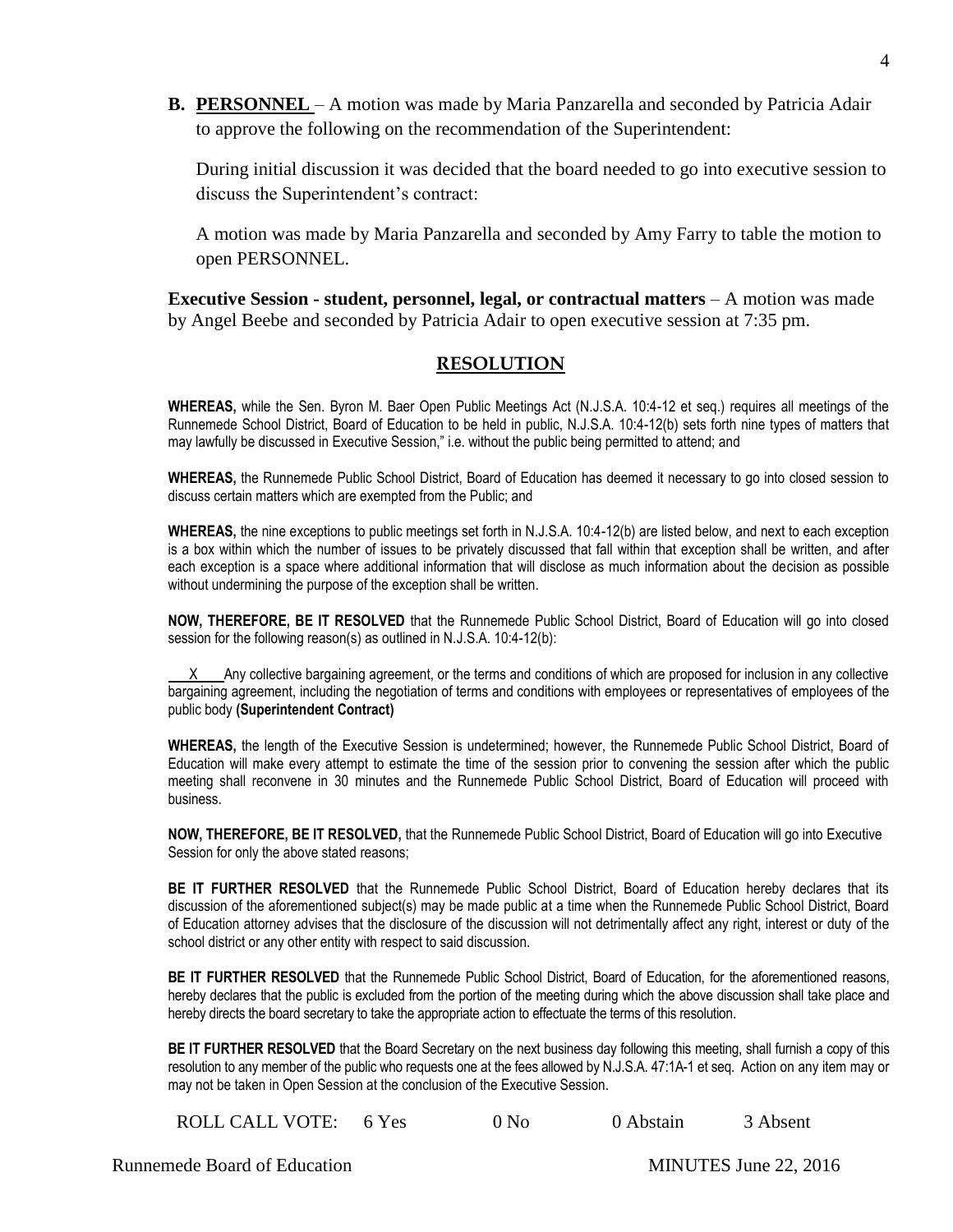**B. PERSONNEL** – A motion was made by Maria Panzarella and seconded by Patricia Adair to approve the following on the recommendation of the Superintendent:

During initial discussion it was decided that the board needed to go into executive session to discuss the Superintendent's contract:

A motion was made by Maria Panzarella and seconded by Amy Farry to table the motion to open PERSONNEL.

**Executive Session - student, personnel, legal, or contractual matters** – A motion was made by Angel Beebe and seconded by Patricia Adair to open executive session at 7:35 pm.

## RESOLUTION

**WHEREAS,** while the Sen. Byron M. Baer Open Public Meetings Act (N.J.S.A. 10:4-12 et seq.) requires all meetings of the Runnemede School District, Board of Education to be held in public, N.J.S.A. 10:4-12(b) sets forth nine types of matters that may lawfully be discussed in Executive Session," i.e. without the public being permitted to attend; and

**WHEREAS,** the Runnemede Public School District, Board of Education has deemed it necessary to go into closed session to discuss certain matters which are exempted from the Public; and

**WHEREAS,** the nine exceptions to public meetings set forth in N.J.S.A. 10:4-12(b) are listed below, and next to each exception is a box within which the number of issues to be privately discussed that fall within that exception shall be written, and after each exception is a space where additional information that will disclose as much information about the decision as possible without undermining the purpose of the exception shall be written.

**NOW, THEREFORE, BE IT RESOLVED** that the Runnemede Public School District, Board of Education will go into closed session for the following reason(s) as outlined in N.J.S.A. 10:4-12(b):

\_\_X\_\_ Any collective bargaining agreement, or the terms and conditions of which are proposed for inclusion in any collective bargaining agreement, including the negotiation of terms and conditions with employees or representatives of employees of the public body **(Superintendent Contract)**

**WHEREAS,** the length of the Executive Session is undetermined; however, the Runnemede Public School District, Board of Education will make every attempt to estimate the time of the session prior to convening the session after which the public meeting shall reconvene in 30 minutes and the Runnemede Public School District, Board of Education will proceed with business.

**NOW, THEREFORE, BE IT RESOLVED,** that the Runnemede Public School District, Board of Education will go into Executive Session for only the above stated reasons;

**BE IT FURTHER RESOLVED** that the Runnemede Public School District, Board of Education hereby declares that its discussion of the aforementioned subject(s) may be made public at a time when the Runnemede Public School District, Board of Education attorney advises that the disclosure of the discussion will not detrimentally affect any right, interest or duty of the school district or any other entity with respect to said discussion.

**BE IT FURTHER RESOLVED** that the Runnemede Public School District, Board of Education, for the aforementioned reasons, hereby declares that the public is excluded from the portion of the meeting during which the above discussion shall take place and hereby directs the board secretary to take the appropriate action to effectuate the terms of this resolution.

**BE IT FURTHER RESOLVED** that the Board Secretary on the next business day following this meeting, shall furnish a copy of this resolution to any member of the public who requests one at the fees allowed by N.J.S.A. 47:1A-1 et seq. Action on any item may or may not be taken in Open Session at the conclusion of the Executive Session.

ROLL CALL VOTE: 6 Yes 0 No 0 Abstain 3 Absent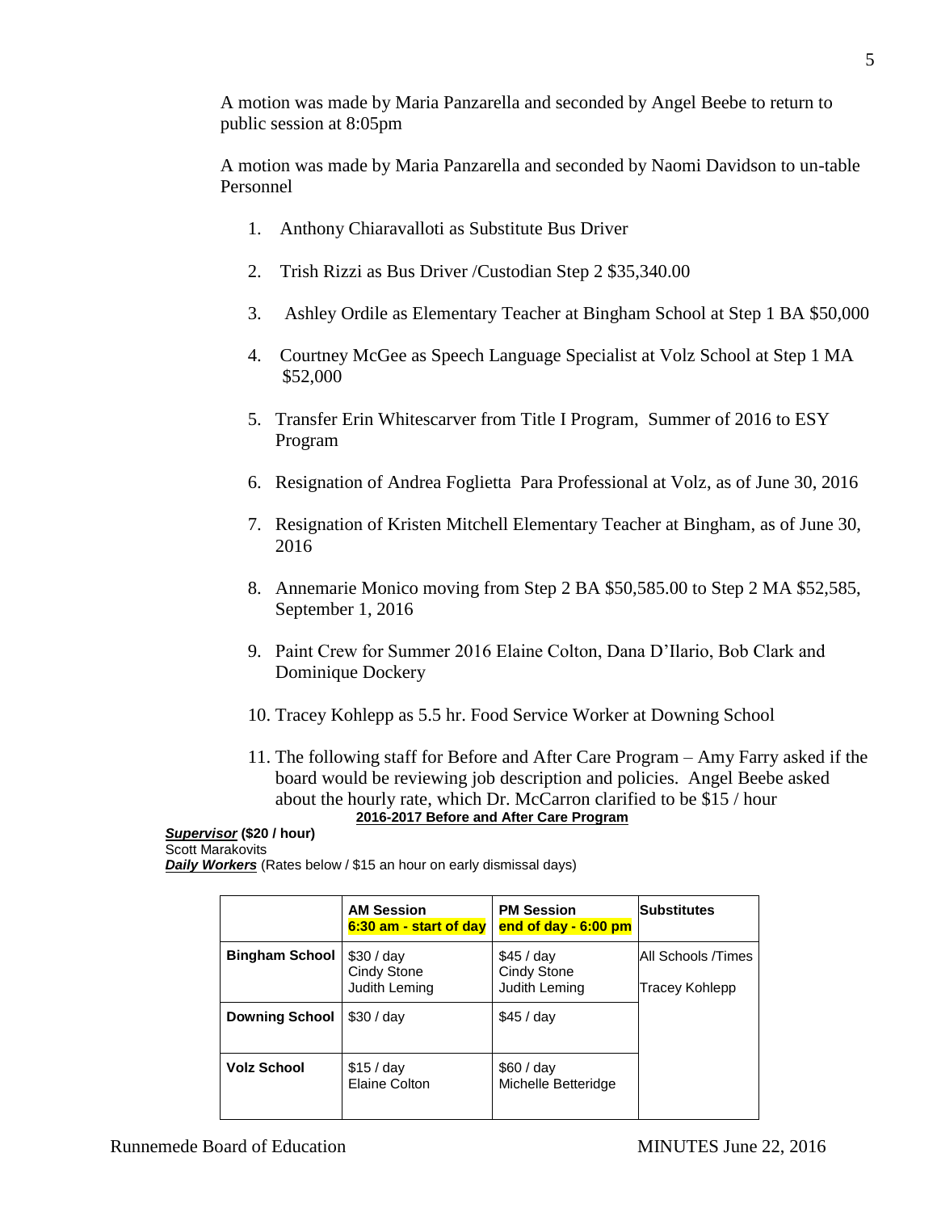A motion was made by Maria Panzarella and seconded by Angel Beebe to return to public session at 8:05pm

A motion was made by Maria Panzarella and seconded by Naomi Davidson to un-table Personnel

1. Anthony Chiaravalloti as Substitute Bus Driver
2. Trish Rizzi as Bus Driver /Custodian Step 2 $35,340.00
3. Ashley Ordile as Elementary Teacher at Bingham School at Step 1 BA $50,000
4. Courtney McGee as Speech Language Specialist at Volz School at Step 1 MA $52,000
5. Transfer Erin Whitescarver from Title I Program, Summer of 2016 to ESY Program
6. Resignation of Andrea Foglietta Para Professional at Volz, as of June 30, 2016
7. Resignation of Kristen Mitchell Elementary Teacher at Bingham, as of June 30, 2016
8. Annemarie Monico moving from Step 2 BA $50,585.00 to Step 2 MA $52,585, September 1, 2016
9. Paint Crew for Summer 2016 Elaine Colton, Dana D'Ilario, Bob Clark and Dominique Dockery
10. Tracey Kohlepp as 5.5 hr. Food Service Worker at Downing School
11. The following staff for Before and After Care Program – Amy Farry asked if the board would be reviewing job description and policies. Angel Beebe asked about the hourly rate, which Dr. McCarron clarified to be $15 / hour

**2016-2017 Before and After Care Program**

***Supervisor*** **($20 / hour)**
Scott Marakovits
***Daily Workers*** (Rates below / $15 an hour on early dismissal days)

| | AM Session<br>6:30 am - start of day | PM Session<br>end of day - 6:00 pm | Substitutes |
|---|---|---|---|
| **Bingham School** | $30 / day<br>Cindy Stone<br>Judith Leming | $45 / day<br>Cindy Stone<br>Judith Leming | All Schools /Times<br>Tracey Kohlepp |
| **Downing School** | $30 / day | $45 / day | |
| **Volz School** | $15 / day<br>Elaine Colton | $60 / day<br>Michelle Betteridge | |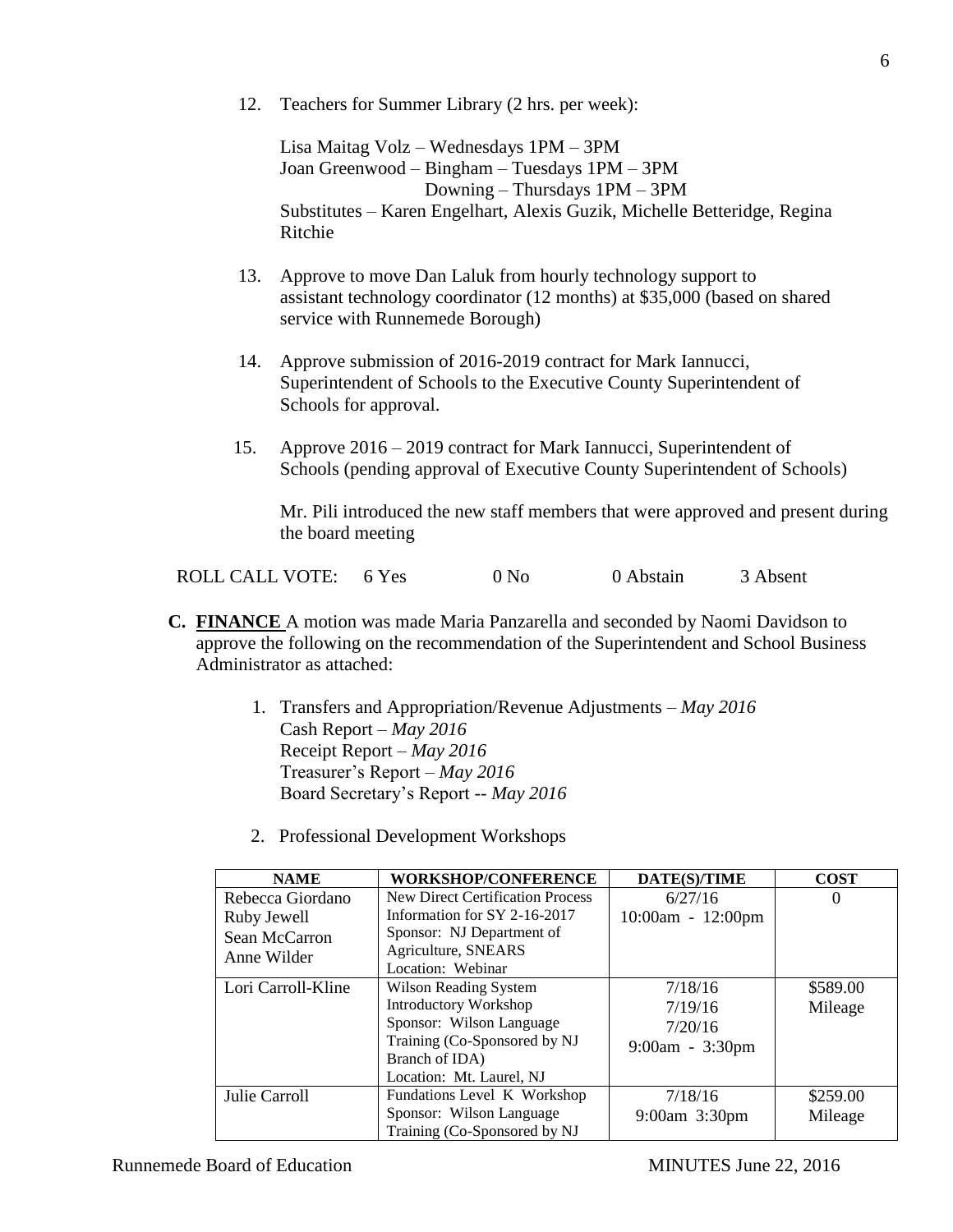12. Teachers for Summer Library (2 hrs. per week):

    Lisa Maitag Volz – Wednesdays 1PM – 3PM
    Joan Greenwood – Bingham – Tuesdays 1PM – 3PM
                              Downing – Thursdays 1PM – 3PM
    Substitutes – Karen Engelhart, Alexis Guzik, Michelle Betteridge, Regina Ritchie

13. Approve to move Dan Laluk from hourly technology support to assistant technology coordinator (12 months) at $35,000 (based on shared service with Runnemede Borough)

14. Approve submission of 2016-2019 contract for Mark Iannucci, Superintendent of Schools to the Executive County Superintendent of Schools for approval.

15. Approve 2016 – 2019 contract for Mark Iannucci, Superintendent of Schools (pending approval of Executive County Superintendent of Schools)

    Mr. Pili introduced the new staff members that were approved and present during the board meeting

ROLL CALL VOTE: 6 Yes 0 No 0 Abstain 3 Absent

**C. FINANCE** A motion was made Maria Panzarella and seconded by Naomi Davidson to approve the following on the recommendation of the Superintendent and School Business Administrator as attached:

1. Transfers and Appropriation/Revenue Adjustments – *May 2016*
   Cash Report – *May 2016*
   Receipt Report – *May 2016*
   Treasurer's Report – *May 2016*
   Board Secretary's Report -- *May 2016*

2. Professional Development Workshops

| NAME | WORKSHOP/CONFERENCE | DATE(S)/TIME | COST |
|---|---|---|---|
| Rebecca Giordano<br>Ruby Jewell<br>Sean McCarron<br>Anne Wilder | New Direct Certification Process Information for SY 2-16-2017<br>Sponsor: NJ Department of Agriculture, SNEARS<br>Location: Webinar | 6/27/16<br>10:00am - 12:00pm | 0 |
| Lori Carroll-Kline | Wilson Reading System Introductory Workshop<br>Sponsor: Wilson Language Training (Co-Sponsored by NJ Branch of IDA)<br>Location: Mt. Laurel, NJ | 7/18/16<br>7/19/16<br>7/20/16<br>9:00am - 3:30pm | $589.00<br>Mileage |
| Julie Carroll | Fundations Level K Workshop<br>Sponsor: Wilson Language Training (Co-Sponsored by NJ | 7/18/16<br>9:00am 3:30pm | $259.00<br>Mileage |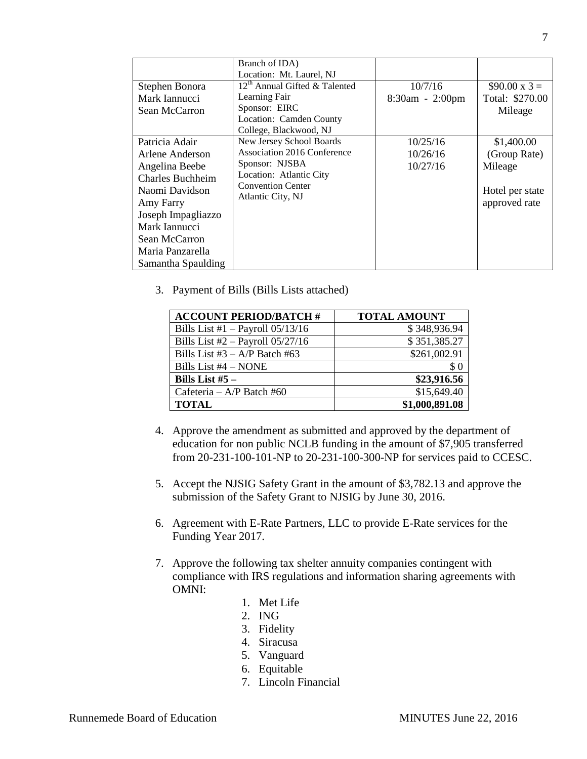|  | Branch of IDA)<br>Location: Mt. Laurel, NJ |  |  |
|---|---|---|---|
| Stephen Bonora<br>Mark Iannucci<br>Sean McCarron | 12th Annual Gifted & Talented Learning Fair<br>Sponsor: EIRC<br>Location: Camden County College, Blackwood, NJ | 10/7/16<br>8:30am - 2:00pm | $90.00 x 3 =<br>Total: $270.00<br>Mileage |
| Patricia Adair<br>Arlene Anderson<br>Angelina Beebe<br>Charles Buchheim<br>Naomi Davidson<br>Amy Farry<br>Joseph Impagliazzo<br>Mark Iannucci<br>Sean McCarron<br>Maria Panzarella<br>Samantha Spaulding | New Jersey School Boards Association 2016 Conference<br>Sponsor: NJSBA<br>Location: Atlantic City Convention Center<br>Atlantic City, NJ | 10/25/16<br>10/26/16<br>10/27/16 | $1,400.00<br>(Group Rate)<br>Mileage<br><br>Hotel per state approved rate |

3. Payment of Bills (Bills Lists attached)

| ACCOUNT PERIOD/BATCH # | TOTAL AMOUNT |
|---|---|
| Bills List #1 – Payroll 05/13/16 | $ 348,936.94 |
| Bills List #2 – Payroll 05/27/16 | $ 351,385.27 |
| Bills List #3 – A/P Batch #63 | $261,002.91 |
| Bills List #4 – NONE | $ 0 |
| **Bills List #5 –** | **$23,916.56** |
| Cafeteria – A/P Batch #60 | $15,649.40 |
| **TOTAL** | **$1,000,891.08** |

4. Approve the amendment as submitted and approved by the department of education for non public NCLB funding in the amount of $7,905 transferred from 20-231-100-101-NP to 20-231-100-300-NP for services paid to CCESC.

5. Accept the NJSIG Safety Grant in the amount of $3,782.13 and approve the submission of the Safety Grant to NJSIG by June 30, 2016.

6. Agreement with E-Rate Partners, LLC to provide E-Rate services for the Funding Year 2017.

7. Approve the following tax shelter annuity companies contingent with compliance with IRS regulations and information sharing agreements with OMNI:
    1. Met Life
    2. ING
    3. Fidelity
    4. Siracusa
    5. Vanguard
    6. Equitable
    7. Lincoln Financial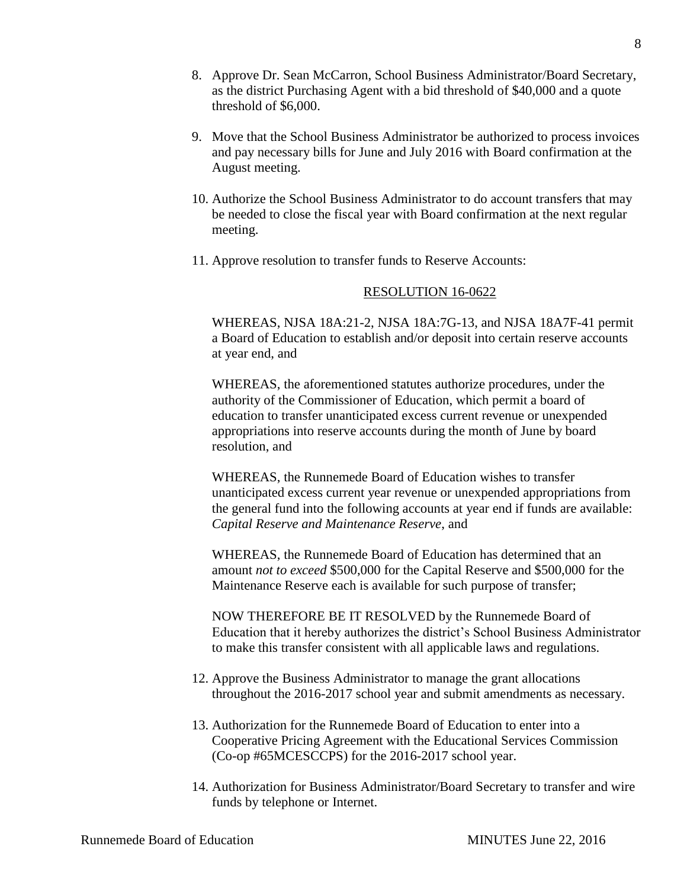8. Approve Dr. Sean McCarron, School Business Administrator/Board Secretary, as the district Purchasing Agent with a bid threshold of $40,000 and a quote threshold of $6,000.

9. Move that the School Business Administrator be authorized to process invoices and pay necessary bills for June and July 2016 with Board confirmation at the August meeting.

10. Authorize the School Business Administrator to do account transfers that may be needed to close the fiscal year with Board confirmation at the next regular meeting.

11. Approve resolution to transfer funds to Reserve Accounts:

<u>RESOLUTION 16-0622</u>

WHEREAS, NJSA 18A:21-2, NJSA 18A:7G-13, and NJSA 18A7F-41 permit a Board of Education to establish and/or deposit into certain reserve accounts at year end, and

WHEREAS, the aforementioned statutes authorize procedures, under the authority of the Commissioner of Education, which permit a board of education to transfer unanticipated excess current revenue or unexpended appropriations into reserve accounts during the month of June by board resolution, and

WHEREAS, the Runnemede Board of Education wishes to transfer unanticipated excess current year revenue or unexpended appropriations from the general fund into the following accounts at year end if funds are available: *Capital Reserve and Maintenance Reserve*, and

WHEREAS, the Runnemede Board of Education has determined that an amount *not to exceed* $500,000 for the Capital Reserve and $500,000 for the Maintenance Reserve each is available for such purpose of transfer;

NOW THEREFORE BE IT RESOLVED by the Runnemede Board of Education that it hereby authorizes the district's School Business Administrator to make this transfer consistent with all applicable laws and regulations.

12. Approve the Business Administrator to manage the grant allocations throughout the 2016-2017 school year and submit amendments as necessary.

13. Authorization for the Runnemede Board of Education to enter into a Cooperative Pricing Agreement with the Educational Services Commission (Co-op #65MCESCCPS) for the 2016-2017 school year.

14. Authorization for Business Administrator/Board Secretary to transfer and wire funds by telephone or Internet.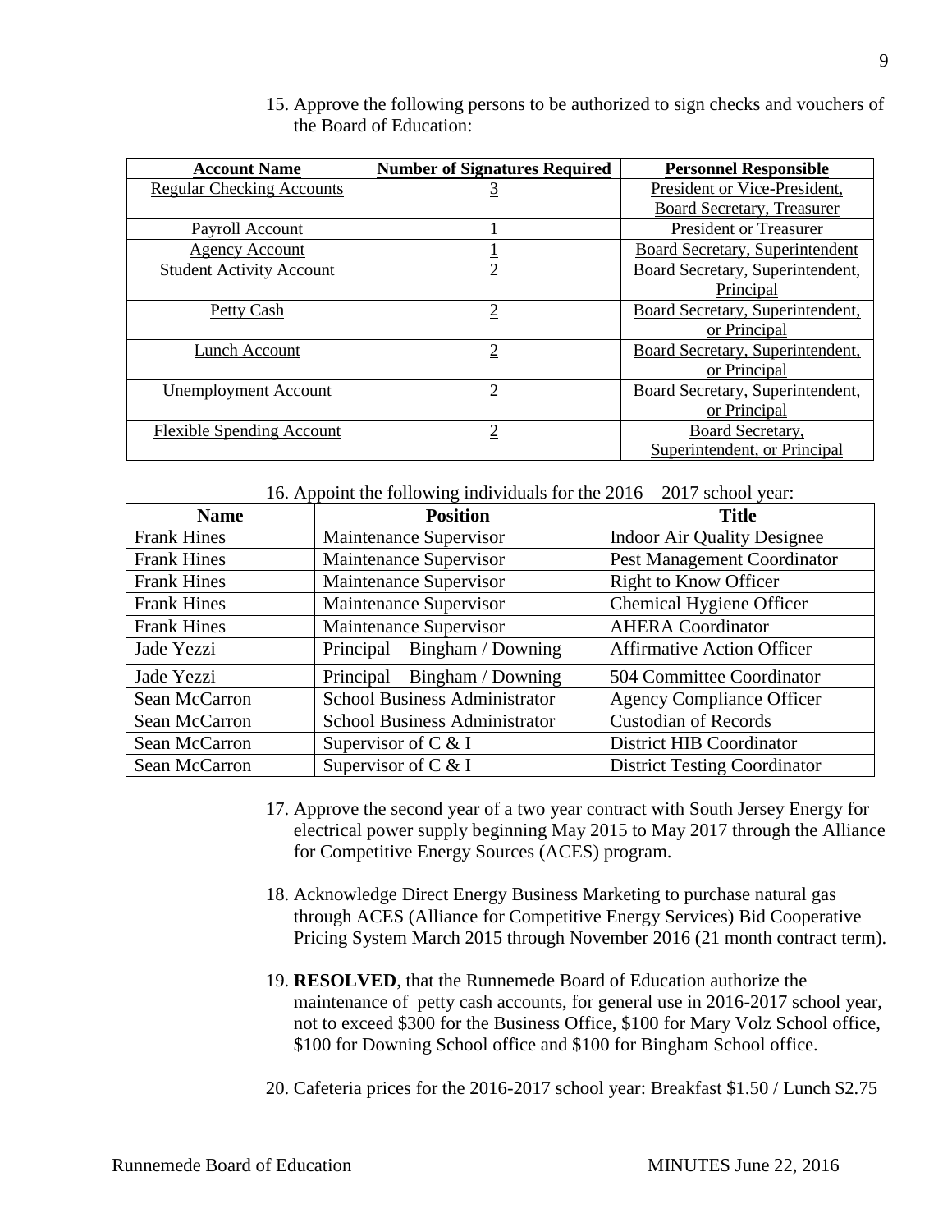15. Approve the following persons to be authorized to sign checks and vouchers of the Board of Education:

| Account Name | Number of Signatures Required | Personnel Responsible |
|---|---|---|
| Regular Checking Accounts | 3 | President or Vice-President, Board Secretary, Treasurer |
| Payroll Account | 1 | President or Treasurer |
| Agency Account | 1 | Board Secretary, Superintendent |
| Student Activity Account | 2 | Board Secretary, Superintendent, Principal |
| Petty Cash | 2 | Board Secretary, Superintendent, or Principal |
| Lunch Account | 2 | Board Secretary, Superintendent, or Principal |
| Unemployment Account | 2 | Board Secretary, Superintendent, or Principal |
| Flexible Spending Account | 2 | Board Secretary, Superintendent, or Principal |

16. Appoint the following individuals for the 2016 – 2017 school year:

| Name | Position | Title |
|---|---|---|
| Frank Hines | Maintenance Supervisor | Indoor Air Quality Designee |
| Frank Hines | Maintenance Supervisor | Pest Management Coordinator |
| Frank Hines | Maintenance Supervisor | Right to Know Officer |
| Frank Hines | Maintenance Supervisor | Chemical Hygiene Officer |
| Frank Hines | Maintenance Supervisor | AHERA Coordinator |
| Jade Yezzi | Principal – Bingham / Downing | Affirmative Action Officer |
| Jade Yezzi | Principal – Bingham / Downing | 504 Committee Coordinator |
| Sean McCarron | School Business Administrator | Agency Compliance Officer |
| Sean McCarron | School Business Administrator | Custodian of Records |
| Sean McCarron | Supervisor of C & I | District HIB Coordinator |
| Sean McCarron | Supervisor of C & I | District Testing Coordinator |

17. Approve the second year of a two year contract with South Jersey Energy for electrical power supply beginning May 2015 to May 2017 through the Alliance for Competitive Energy Sources (ACES) program.

18. Acknowledge Direct Energy Business Marketing to purchase natural gas through ACES (Alliance for Competitive Energy Services) Bid Cooperative Pricing System March 2015 through November 2016 (21 month contract term).

19. **RESOLVED**, that the Runnemede Board of Education authorize the maintenance of petty cash accounts, for general use in 2016-2017 school year, not to exceed $300 for the Business Office, $100 for Mary Volz School office, $100 for Downing School office and $100 for Bingham School office.

20. Cafeteria prices for the 2016-2017 school year: Breakfast $1.50 / Lunch $2.75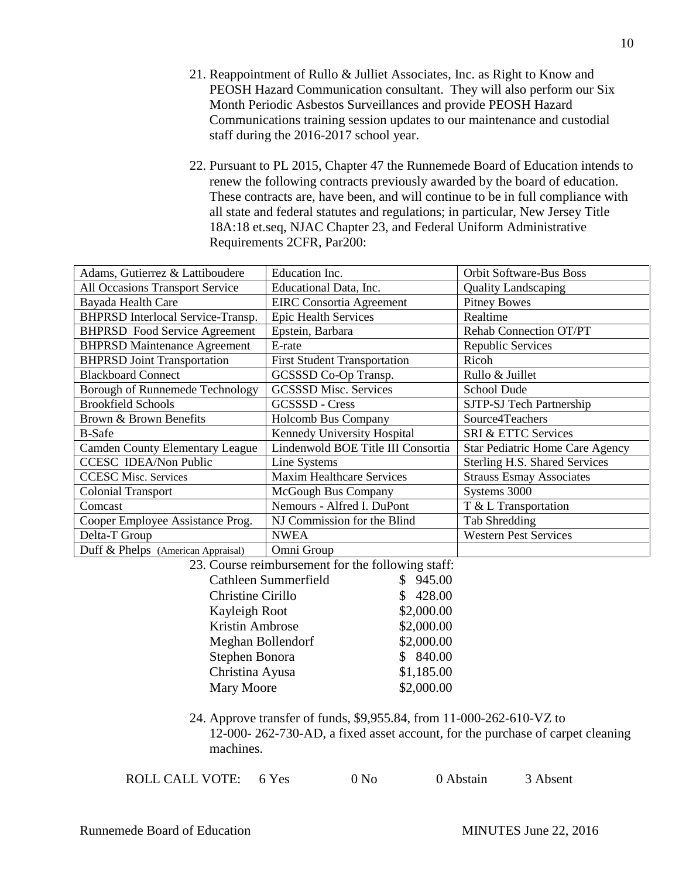21. Reappointment of Rullo & Julliet Associates, Inc. as Right to Know and PEOSH Hazard Communication consultant. They will also perform our Six Month Periodic Asbestos Surveillances and provide PEOSH Hazard Communications training session updates to our maintenance and custodial staff during the 2016-2017 school year.

22. Pursuant to PL 2015, Chapter 47 the Runnemede Board of Education intends to renew the following contracts previously awarded by the board of education. These contracts are, have been, and will continue to be in full compliance with all state and federal statutes and regulations; in particular, New Jersey Title 18A:18 et.seq, NJAC Chapter 23, and Federal Uniform Administrative Requirements 2CFR, Par200:

| | | |
|---|---|---|
| Adams, Gutierrez & Lattiboudere | Education Inc. | Orbit Software-Bus Boss |
| All Occasions Transport Service | Educational Data, Inc. | Quality Landscaping |
| Bayada Health Care | EIRC Consortia Agreement | Pitney Bowes |
| BHPRSD Interlocal Service-Transp. | Epic Health Services | Realtime |
| BHPRSD Food Service Agreement | Epstein, Barbara | Rehab Connection OT/PT |
| BHPRSD Maintenance Agreement | E-rate | Republic Services |
| BHPRSD Joint Transportation | First Student Transportation | Ricoh |
| Blackboard Connect | GCSSSD Co-Op Transp. | Rullo & Juillet |
| Borough of Runnemede Technology | GCSSSD Misc. Services | School Dude |
| Brookfield Schools | GCSSSD - Cress | SJTP-SJ Tech Partnership |
| Brown & Brown Benefits | Holcomb Bus Company | Source4Teachers |
| B-Safe | Kennedy University Hospital | SRI & ETTC Services |
| Camden County Elementary League | Lindenwold BOE Title III Consortia | Star Pediatric Home Care Agency |
| CCESC IDEA/Non Public | Line Systems | Sterling H.S. Shared Services |
| CCESC Misc. Services | Maxim Healthcare Services | Strauss Esmay Associates |
| Colonial Transport | McGough Bus Company | Systems 3000 |
| Comcast | Nemours - Alfred I. DuPont | T & L Transportation |
| Cooper Employee Assistance Prog. | NJ Commission for the Blind | Tab Shredding |
| Delta-T Group | NWEA | Western Pest Services |
| Duff & Phelps (American Appraisal) | Omni Group | |

23. Course reimbursement for the following staff:

| | |
|---|---|
| Cathleen Summerfield | $ 945.00 |
| Christine Cirillo | $ 428.00 |
| Kayleigh Root | $2,000.00 |
| Kristin Ambrose | $2,000.00 |
| Meghan Bollendorf | $2,000.00 |
| Stephen Bonora | $ 840.00 |
| Christina Ayusa | $1,185.00 |
| Mary Moore | $2,000.00 |

24. Approve transfer of funds, $9,955.84, from 11-000-262-610-VZ to 12-000- 262-730-AD, a fixed asset account, for the purchase of carpet cleaning machines.

ROLL CALL VOTE: 6 Yes 0 No 0 Abstain 3 Absent

Runnemede Board of Education MINUTES June 22, 2016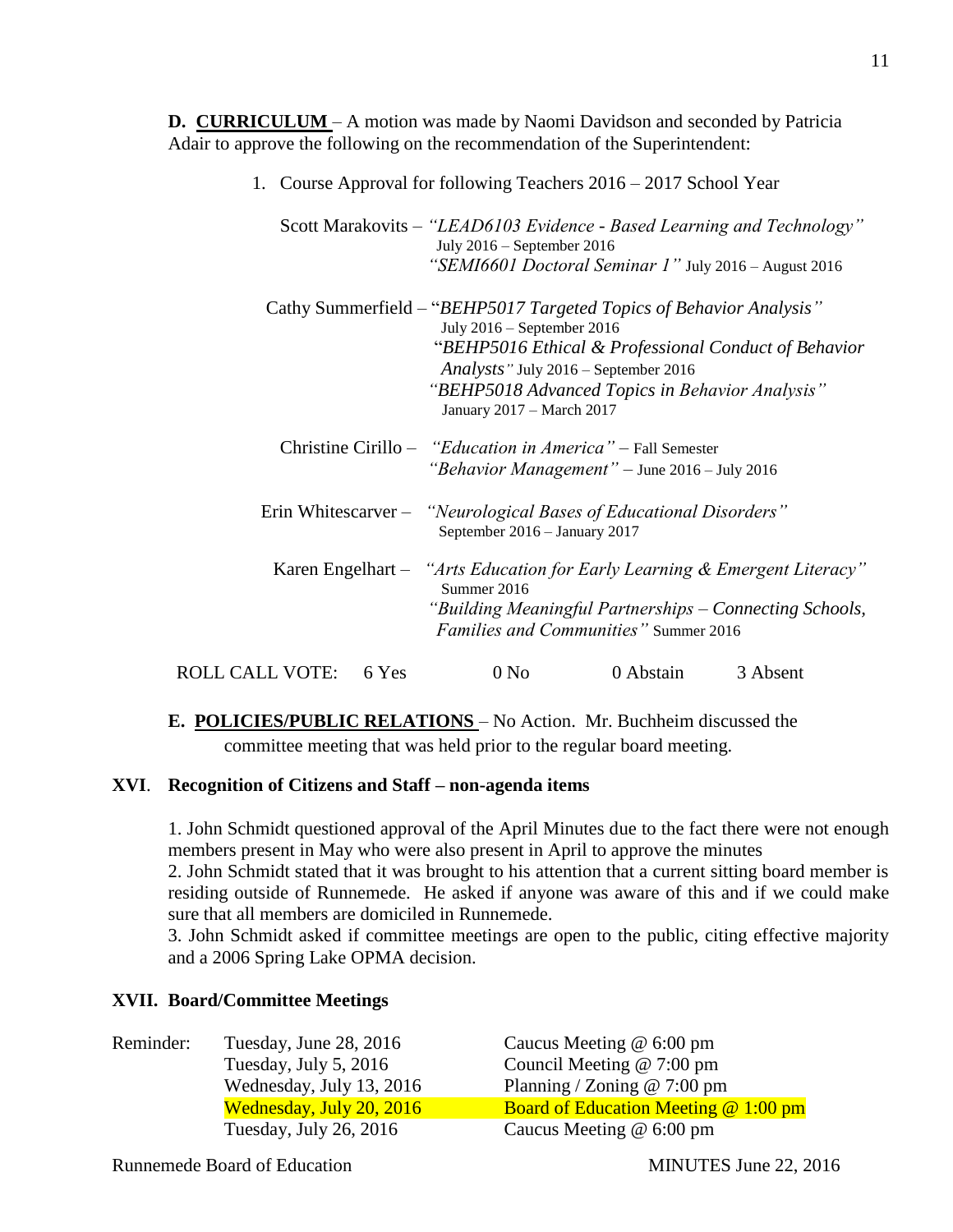**D. CURRICULUM** – A motion was made by Naomi Davidson and seconded by Patricia Adair to approve the following on the recommendation of the Superintendent:

1. Course Approval for following Teachers 2016 – 2017 School Year

Scott Marakovits – *"LEAD6103 Evidence - Based Learning and Technology"* July 2016 – September 2016
*"SEMI6601 Doctoral Seminar 1"* July 2016 – August 2016

Cathy Summerfield – "*BEHP5017 Targeted Topics of Behavior Analysis"* July 2016 – September 2016
"*BEHP5016 Ethical & Professional Conduct of Behavior Analysts"* July 2016 – September 2016
*"BEHP5018 Advanced Topics in Behavior Analysis"* January 2017 – March 2017

Christine Cirillo – *"Education in America"* – Fall Semester
*"Behavior Management"* – June 2016 – July 2016

Erin Whitescarver – *"Neurological Bases of Educational Disorders"* September 2016 – January 2017

Karen Engelhart – *"Arts Education for Early Learning & Emergent Literacy"* Summer 2016
*"Building Meaningful Partnerships – Connecting Schools, Families and Communities"* Summer 2016

ROLL CALL VOTE: 6 Yes 0 No 0 Abstain 3 Absent

**E. POLICIES/PUBLIC RELATIONS** – No Action. Mr. Buchheim discussed the committee meeting that was held prior to the regular board meeting.

## XVI. Recognition of Citizens and Staff – non-agenda items

1. John Schmidt questioned approval of the April Minutes due to the fact there were not enough members present in May who were also present in April to approve the minutes
2. John Schmidt stated that it was brought to his attention that a current sitting board member is residing outside of Runnemede. He asked if anyone was aware of this and if we could make sure that all members are domiciled in Runnemede.
3. John Schmidt asked if committee meetings are open to the public, citing effective majority and a 2006 Spring Lake OPMA decision.

## XVII. Board/Committee Meetings

| Reminder: | Tuesday, June 28, 2016 | Caucus Meeting @ 6:00 pm |
|---|---|---|
| | Tuesday, July 5, 2016 | Council Meeting @ 7:00 pm |
| | Wednesday, July 13, 2016 | Planning / Zoning @ 7:00 pm |
| | Wednesday, July 20, 2016 | Board of Education Meeting @ 1:00 pm |
| | Tuesday, July 26, 2016 | Caucus Meeting @ 6:00 pm |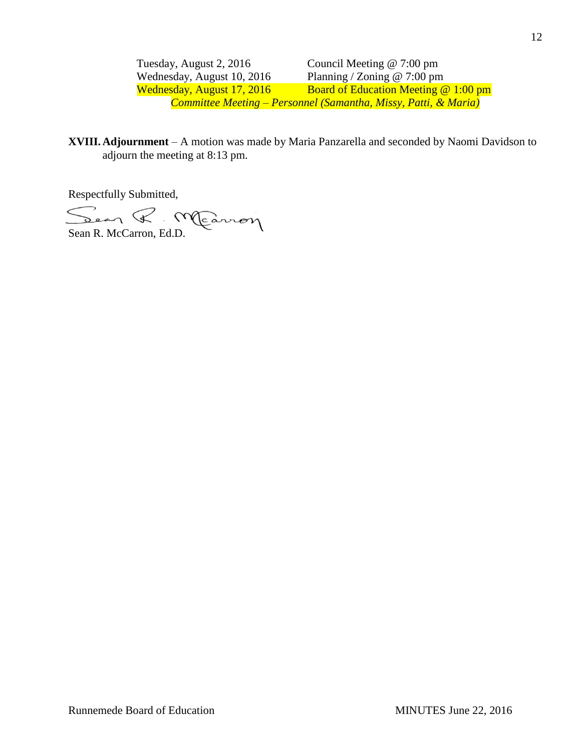| | |
|---|---|
| Tuesday, August 2, 2016 | Council Meeting @ 7:00 pm |
| Wednesday, August 10, 2016 | Planning / Zoning @ 7:00 pm |
| Wednesday, August 17, 2016 | Board of Education Meeting @ 1:00 pm |

*Committee Meeting – Personnel (Samantha, Missy, Patti, & Maria)*

**XVIII. Adjournment** – A motion was made by Maria Panzarella and seconded by Naomi Davidson to adjourn the meeting at 8:13 pm.

Respectfully Submitted,

Sean R. McCarron, Ed.D.